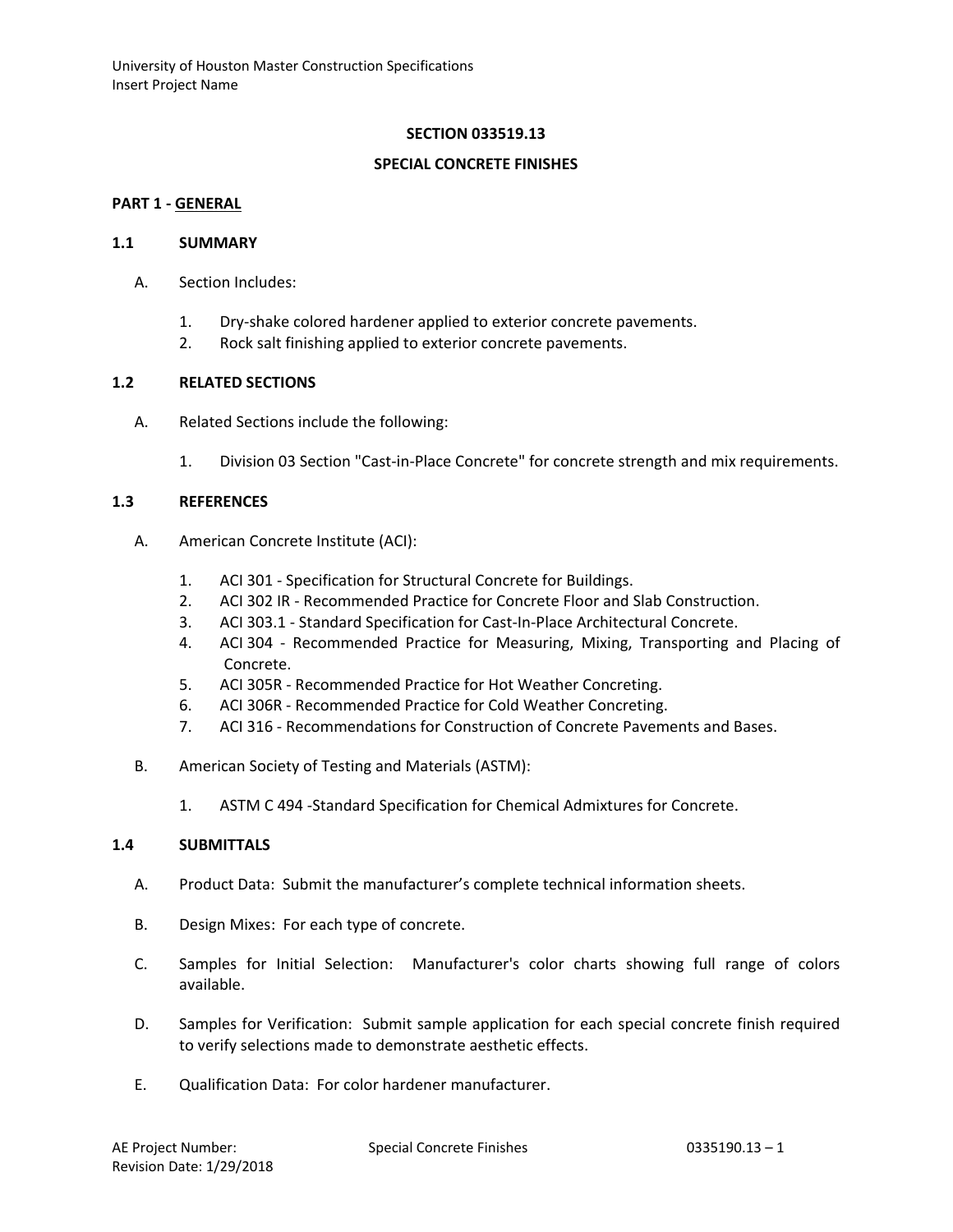# SECTION 033519.13

# SPECIAL CONCRETE FINISHES

## PART 1 - GENERAL

### 1.1 SUMMARY

A. Section Includes:

1. Dry-shake colored hardener applied to exterior concrete pavements.
2. Rock salt finishing applied to exterior concrete pavements.

### 1.2 RELATED SECTIONS

A. Related Sections include the following:

1. Division 03 Section "Cast-in-Place Concrete" for concrete strength and mix requirements.

### 1.3 REFERENCES

A. American Concrete Institute (ACI):

1. ACI 301 - Specification for Structural Concrete for Buildings.
2. ACI 302 IR - Recommended Practice for Concrete Floor and Slab Construction.
3. ACI 303.1 - Standard Specification for Cast-In-Place Architectural Concrete.
4. ACI 304 - Recommended Practice for Measuring, Mixing, Transporting and Placing of Concrete.
5. ACI 305R - Recommended Practice for Hot Weather Concreting.
6. ACI 306R - Recommended Practice for Cold Weather Concreting.
7. ACI 316 - Recommendations for Construction of Concrete Pavements and Bases.

B. American Society of Testing and Materials (ASTM):

1. ASTM C 494 -Standard Specification for Chemical Admixtures for Concrete.

### 1.4 SUBMITTALS

A. Product Data: Submit the manufacturer's complete technical information sheets.

B. Design Mixes: For each type of concrete.

C. Samples for Initial Selection: Manufacturer's color charts showing full range of colors available.

D. Samples for Verification: Submit sample application for each special concrete finish required to verify selections made to demonstrate aesthetic effects.

E. Qualification Data: For color hardener manufacturer.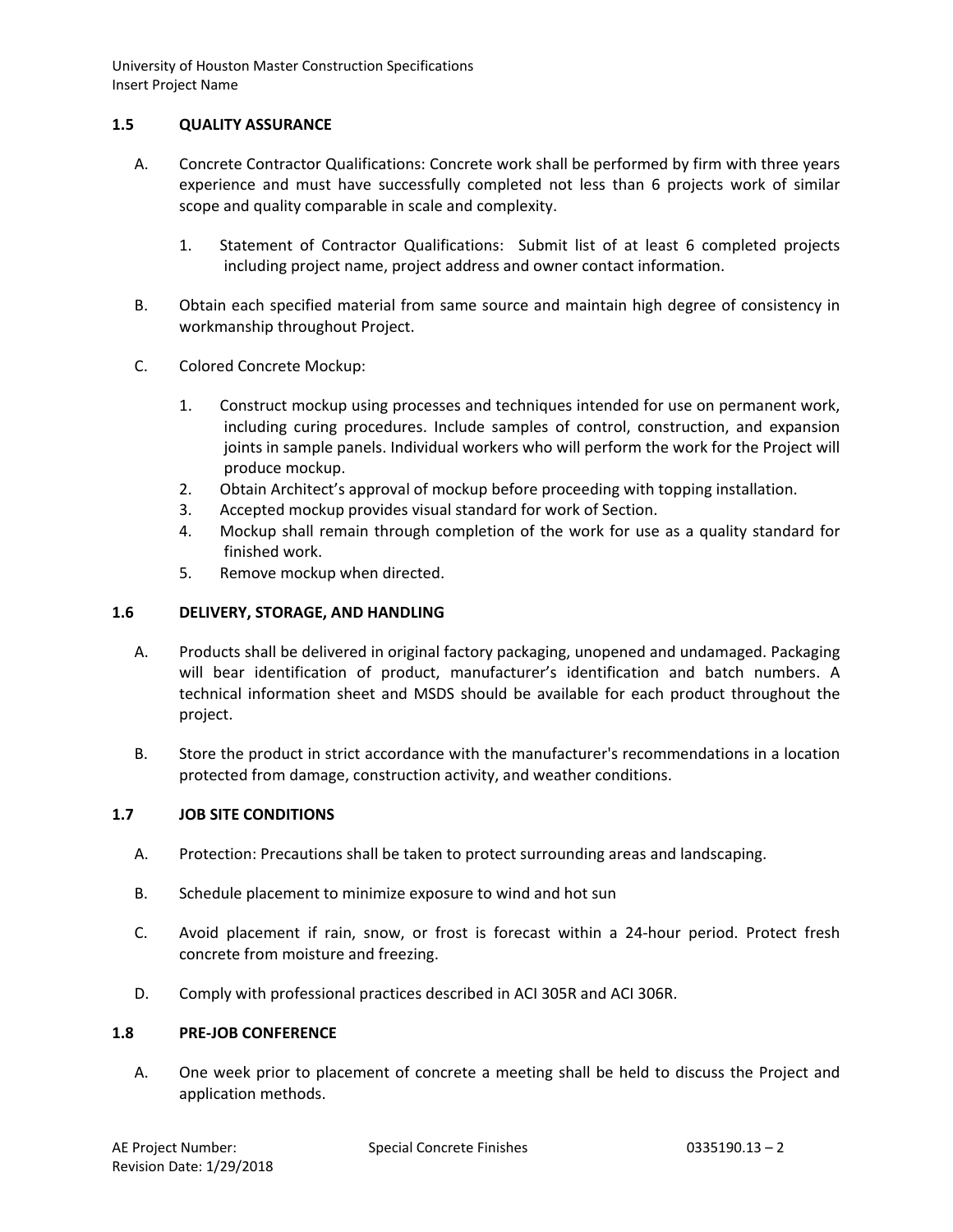## 1.5 QUALITY ASSURANCE

A. Concrete Contractor Qualifications: Concrete work shall be performed by firm with three years experience and must have successfully completed not less than 6 projects work of similar scope and quality comparable in scale and complexity.

   1. Statement of Contractor Qualifications: Submit list of at least 6 completed projects including project name, project address and owner contact information.

B. Obtain each specified material from same source and maintain high degree of consistency in workmanship throughout Project.

C. Colored Concrete Mockup:

   1. Construct mockup using processes and techniques intended for use on permanent work, including curing procedures. Include samples of control, construction, and expansion joints in sample panels. Individual workers who will perform the work for the Project will produce mockup.
   2. Obtain Architect's approval of mockup before proceeding with topping installation.
   3. Accepted mockup provides visual standard for work of Section.
   4. Mockup shall remain through completion of the work for use as a quality standard for finished work.
   5. Remove mockup when directed.

## 1.6 DELIVERY, STORAGE, AND HANDLING

A. Products shall be delivered in original factory packaging, unopened and undamaged. Packaging will bear identification of product, manufacturer's identification and batch numbers. A technical information sheet and MSDS should be available for each product throughout the project.

B. Store the product in strict accordance with the manufacturer's recommendations in a location protected from damage, construction activity, and weather conditions.

## 1.7 JOB SITE CONDITIONS

A. Protection: Precautions shall be taken to protect surrounding areas and landscaping.

B. Schedule placement to minimize exposure to wind and hot sun

C. Avoid placement if rain, snow, or frost is forecast within a 24-hour period. Protect fresh concrete from moisture and freezing.

D. Comply with professional practices described in ACI 305R and ACI 306R.

## 1.8 PRE-JOB CONFERENCE

A. One week prior to placement of concrete a meeting shall be held to discuss the Project and application methods.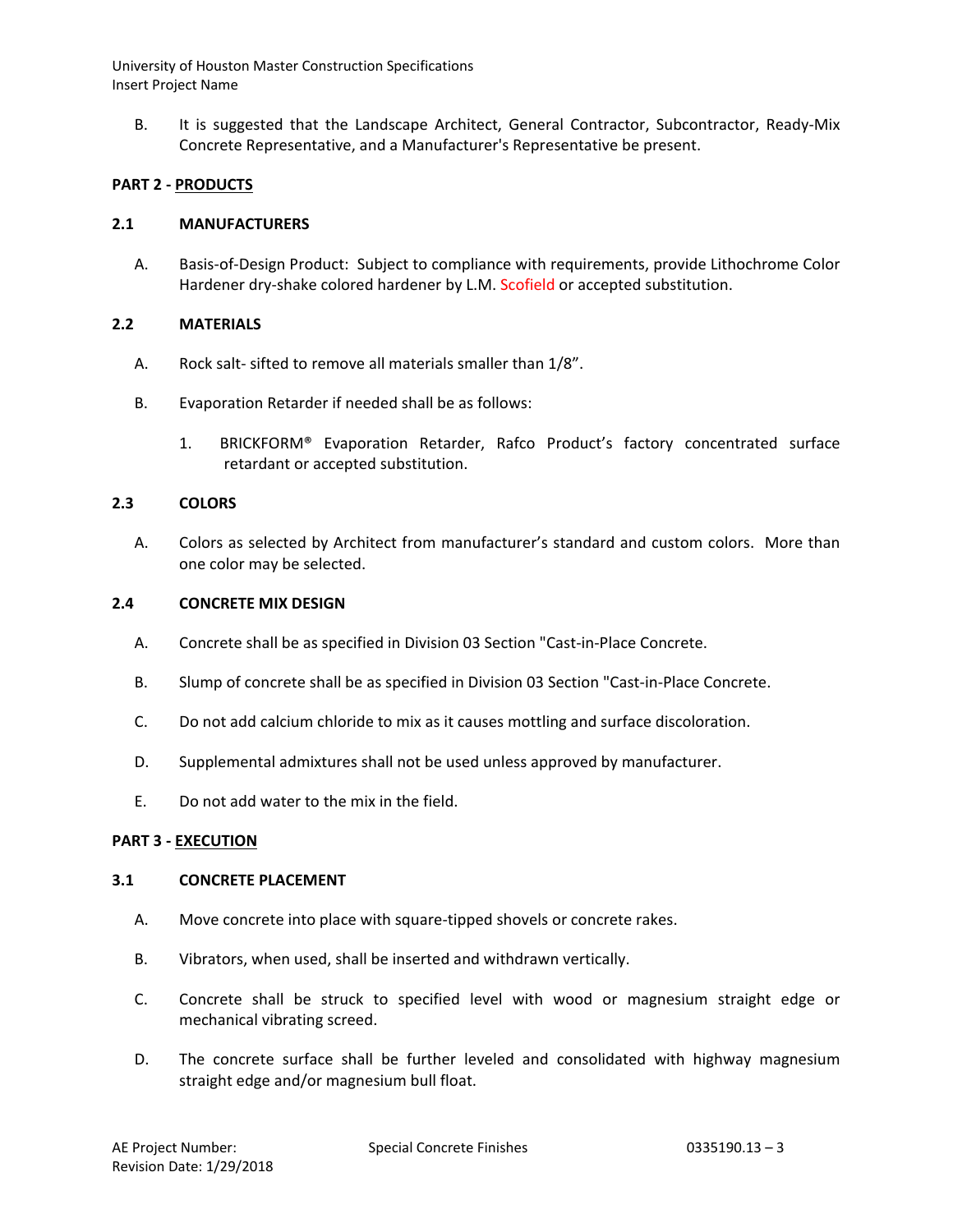B. It is suggested that the Landscape Architect, General Contractor, Subcontractor, Ready-Mix Concrete Representative, and a Manufacturer's Representative be present.

## PART 2 - PRODUCTS

### 2.1 MANUFACTURERS

A. Basis-of-Design Product: Subject to compliance with requirements, provide Lithochrome Color Hardener dry-shake colored hardener by L.M. Scofield or accepted substitution.

### 2.2 MATERIALS

A. Rock salt- sifted to remove all materials smaller than 1/8".

B. Evaporation Retarder if needed shall be as follows:

1. BRICKFORM® Evaporation Retarder, Rafco Product's factory concentrated surface retardant or accepted substitution.

### 2.3 COLORS

A. Colors as selected by Architect from manufacturer's standard and custom colors. More than one color may be selected.

### 2.4 CONCRETE MIX DESIGN

A. Concrete shall be as specified in Division 03 Section "Cast-in-Place Concrete.

B. Slump of concrete shall be as specified in Division 03 Section "Cast-in-Place Concrete.

C. Do not add calcium chloride to mix as it causes mottling and surface discoloration.

D. Supplemental admixtures shall not be used unless approved by manufacturer.

E. Do not add water to the mix in the field.

## PART 3 - EXECUTION

### 3.1 CONCRETE PLACEMENT

A. Move concrete into place with square-tipped shovels or concrete rakes.

B. Vibrators, when used, shall be inserted and withdrawn vertically.

C. Concrete shall be struck to specified level with wood or magnesium straight edge or mechanical vibrating screed.

D. The concrete surface shall be further leveled and consolidated with highway magnesium straight edge and/or magnesium bull float.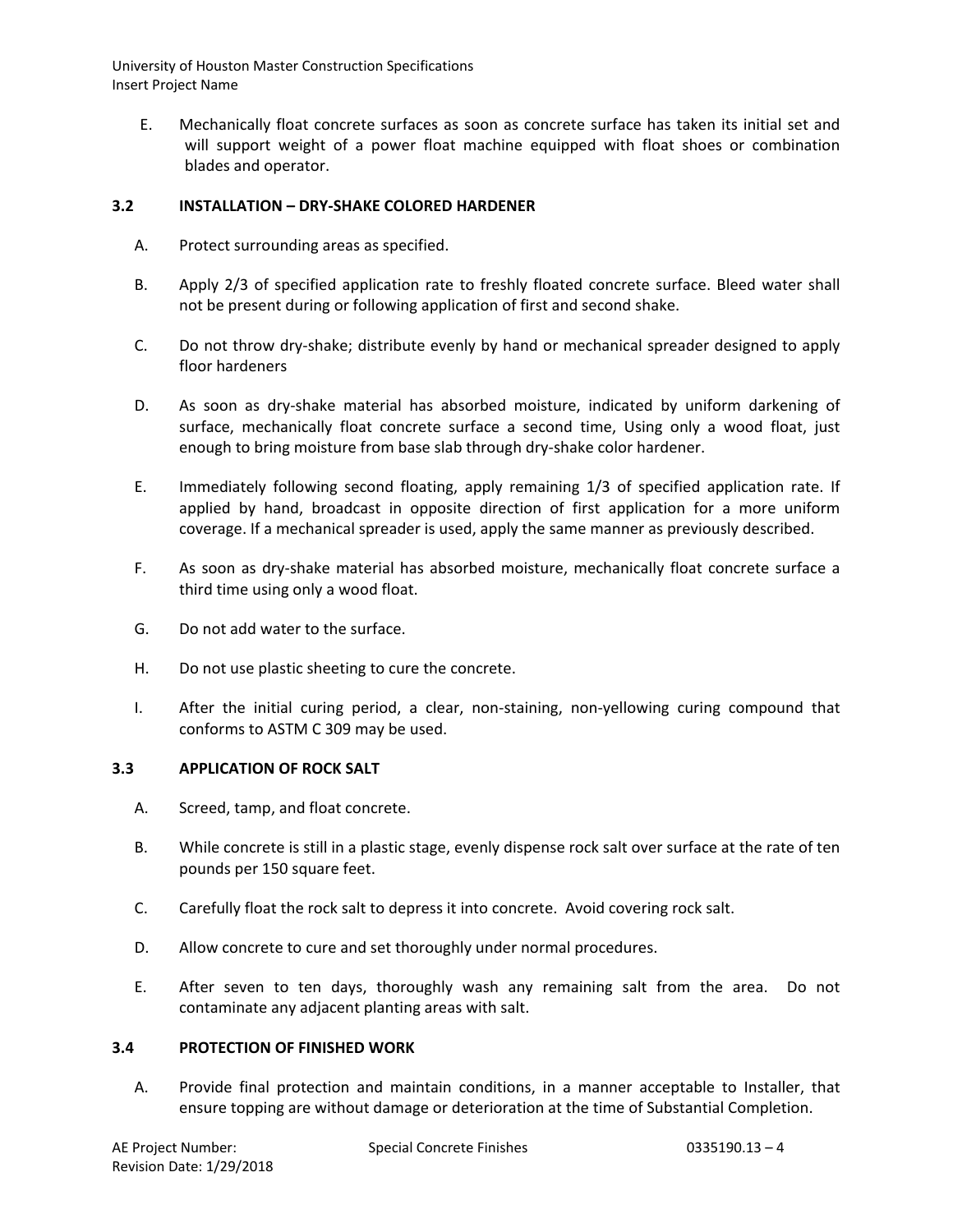E. Mechanically float concrete surfaces as soon as concrete surface has taken its initial set and will support weight of a power float machine equipped with float shoes or combination blades and operator.

### 3.2 INSTALLATION – DRY-SHAKE COLORED HARDENER

A. Protect surrounding areas as specified.

B. Apply 2/3 of specified application rate to freshly floated concrete surface. Bleed water shall not be present during or following application of first and second shake.

C. Do not throw dry-shake; distribute evenly by hand or mechanical spreader designed to apply floor hardeners

D. As soon as dry-shake material has absorbed moisture, indicated by uniform darkening of surface, mechanically float concrete surface a second time, Using only a wood float, just enough to bring moisture from base slab through dry-shake color hardener.

E. Immediately following second floating, apply remaining 1/3 of specified application rate. If applied by hand, broadcast in opposite direction of first application for a more uniform coverage. If a mechanical spreader is used, apply the same manner as previously described.

F. As soon as dry-shake material has absorbed moisture, mechanically float concrete surface a third time using only a wood float.

G. Do not add water to the surface.

H. Do not use plastic sheeting to cure the concrete.

I. After the initial curing period, a clear, non-staining, non-yellowing curing compound that conforms to ASTM C 309 may be used.

### 3.3 APPLICATION OF ROCK SALT

A. Screed, tamp, and float concrete.

B. While concrete is still in a plastic stage, evenly dispense rock salt over surface at the rate of ten pounds per 150 square feet.

C. Carefully float the rock salt to depress it into concrete. Avoid covering rock salt.

D. Allow concrete to cure and set thoroughly under normal procedures.

E. After seven to ten days, thoroughly wash any remaining salt from the area. Do not contaminate any adjacent planting areas with salt.

### 3.4 PROTECTION OF FINISHED WORK

A. Provide final protection and maintain conditions, in a manner acceptable to Installer, that ensure topping are without damage or deterioration at the time of Substantial Completion.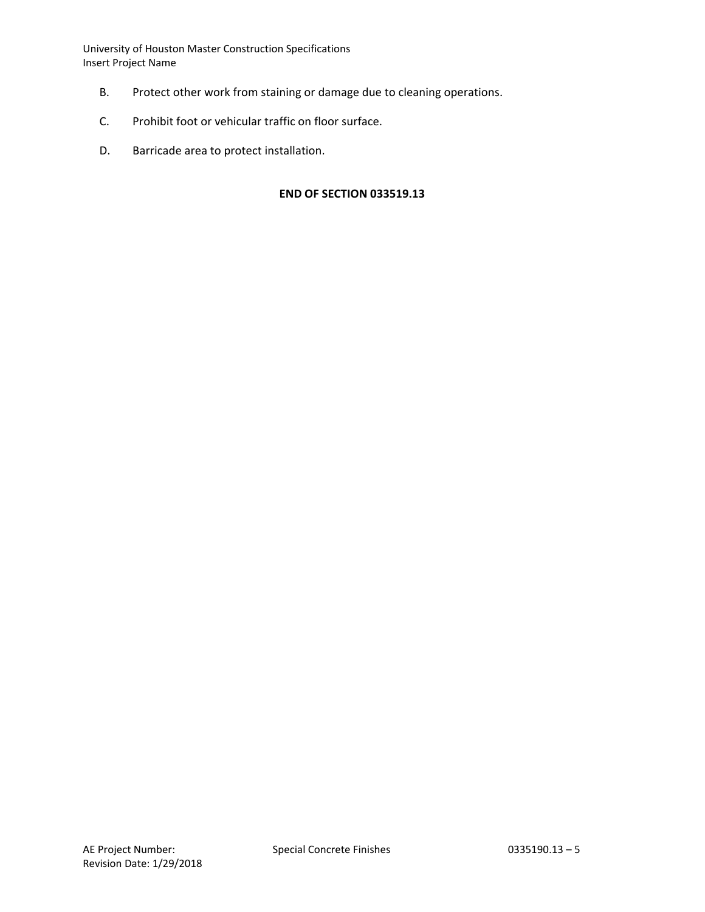B. Protect other work from staining or damage due to cleaning operations.

C. Prohibit foot or vehicular traffic on floor surface.

D. Barricade area to protect installation.

**END OF SECTION 033519.13**